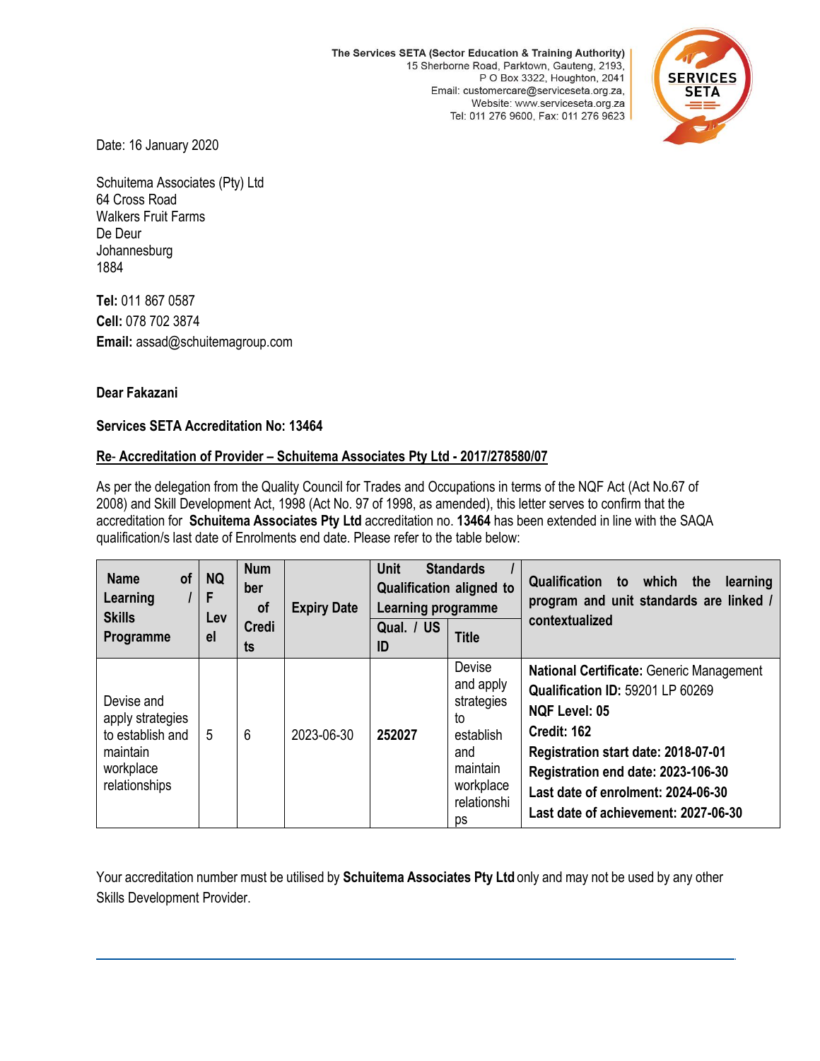The Services SETA (Sector Education & Training Authority)
15 Sherborne Road, Parktown, Gauteng, 2193,
P O Box 3322, Houghton, 2041
Email: customercare@serviceseta.org.za,
Website: www.serviceseta.org.za
Tel: 011 276 9600, Fax: 011 276 9623

Date: 16 January 2020

Schuitema Associates (Pty) Ltd
64 Cross Road
Walkers Fruit Farms
De Deur
Johannesburg
1884

**Tel:** 011 867 0587
**Cell:** 078 702 3874
**Email:** assad@schuitemagroup.com

**Dear Fakazani**

**Services SETA Accreditation No: 13464**

**Re- Accreditation of Provider – Schuitema Associates Pty Ltd - 2017/278580/07**

As per the delegation from the Quality Council for Trades and Occupations in terms of the NQF Act (Act No.67 of 2008) and Skill Development Act, 1998 (Act No. 97 of 1998, as amended), this letter serves to confirm that the accreditation for **Schuitema Associates Pty Ltd** accreditation no. **13464** has been extended in line with the SAQA qualification/s last date of Enrolments end date. Please refer to the table below:

| Name of Learning / Skills Programme | NQF Level | Number of Credits | Expiry Date | Unit Standards / Qualification aligned to Learning programme | | Qualification to which the learning program and unit standards are linked / contextualized |
|---|---|---|---|---|---|---|
| | | | | Qual. / US ID | Title | |
| Devise and apply strategies to establish and maintain workplace relationships | 5 | 6 | 2023-06-30 | **252027** | Devise and apply strategies to establish and maintain workplace relationships | **National Certificate:** Generic Management<br>**Qualification ID:** 59201 LP 60269<br>**NQF Level: 05**<br>**Credit: 162**<br>**Registration start date: 2018-07-01**<br>**Registration end date: 2023-106-30**<br>**Last date of enrolment: 2024-06-30**<br>**Last date of achievement: 2027-06-30** |

Your accreditation number must be utilised by **Schuitema Associates Pty Ltd** only and may not be used by any other Skills Development Provider.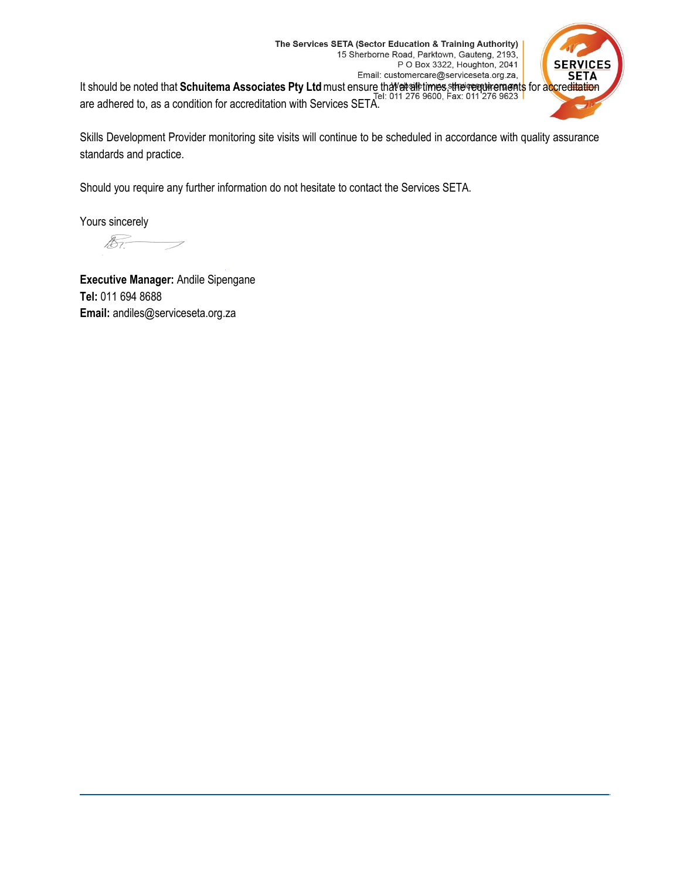The Services SETA (Sector Education & Training Authority)
15 Sherborne Road, Parktown, Gauteng, 2193,
P O Box 3322, Houghton, 2041
Email: customercare@serviceseta.org.za,
Website: www.serviceseta.org.za
Tel: 011 276 9600, Fax: 011 276 9623

It should be noted that **Schuitema Associates Pty Ltd** must ensure that at all times, the requirements for accreditation are adhered to, as a condition for accreditation with Services SETA.

Skills Development Provider monitoring site visits will continue to be scheduled in accordance with quality assurance standards and practice.

Should you require any further information do not hesitate to contact the Services SETA.

Yours sincerely

**Executive Manager:** Andile Sipengane
**Tel:** 011 694 8688
**Email:** andiles@serviceseta.org.za